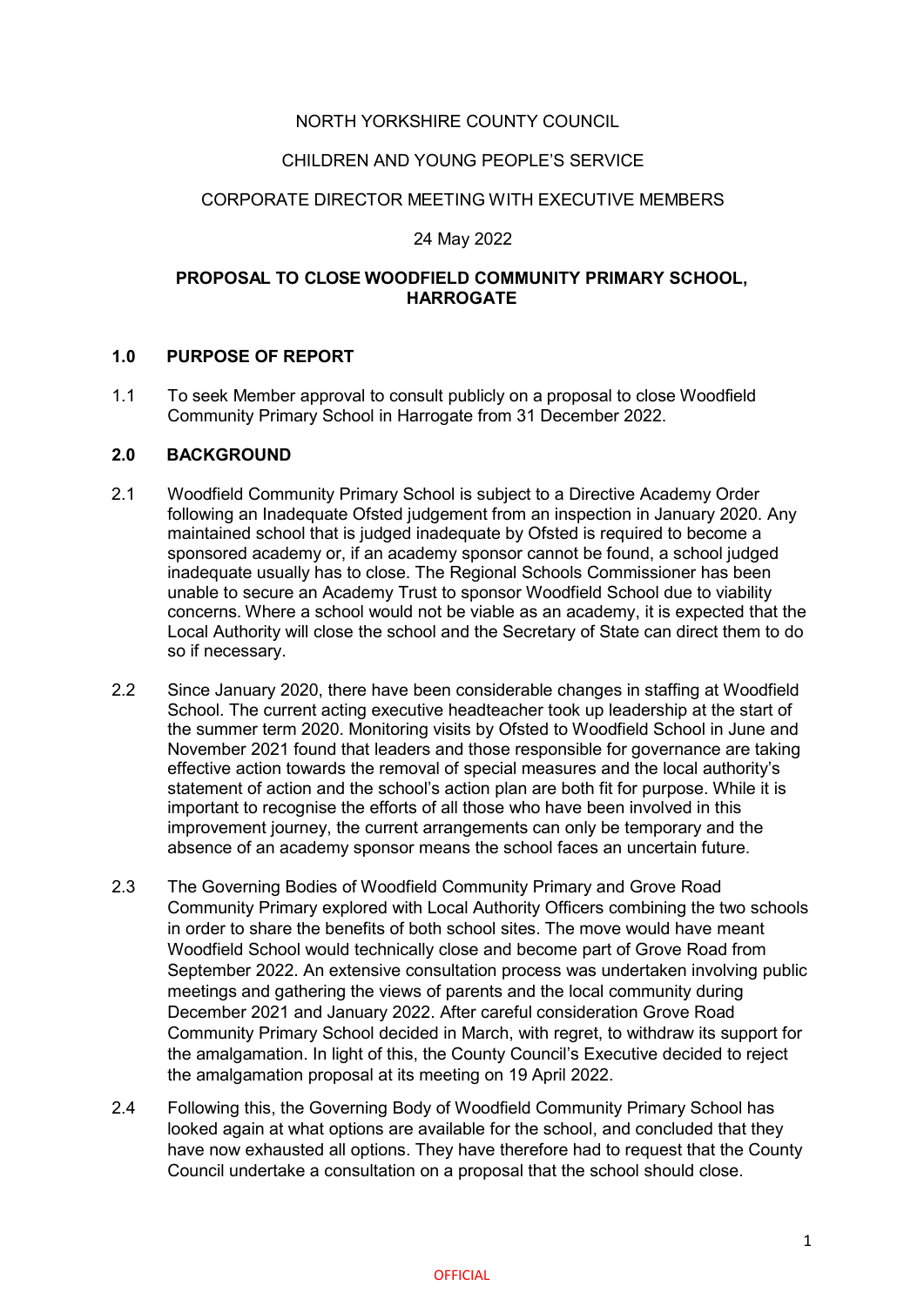NORTH YORKSHIRE COUNTY COUNCIL

CHILDREN AND YOUNG PEOPLE'S SERVICE

CORPORATE DIRECTOR MEETING WITH EXECUTIVE MEMBERS

24 May 2022

# PROPOSAL TO CLOSE WOODFIELD COMMUNITY PRIMARY SCHOOL, HARROGATE

## 1.0 PURPOSE OF REPORT

1.1 To seek Member approval to consult publicly on a proposal to close Woodfield Community Primary School in Harrogate from 31 December 2022.

## 2.0 BACKGROUND

2.1 Woodfield Community Primary School is subject to a Directive Academy Order following an Inadequate Ofsted judgement from an inspection in January 2020. Any maintained school that is judged inadequate by Ofsted is required to become a sponsored academy or, if an academy sponsor cannot be found, a school judged inadequate usually has to close. The Regional Schools Commissioner has been unable to secure an Academy Trust to sponsor Woodfield School due to viability concerns. Where a school would not be viable as an academy, it is expected that the Local Authority will close the school and the Secretary of State can direct them to do so if necessary.

2.2 Since January 2020, there have been considerable changes in staffing at Woodfield School. The current acting executive headteacher took up leadership at the start of the summer term 2020. Monitoring visits by Ofsted to Woodfield School in June and November 2021 found that leaders and those responsible for governance are taking effective action towards the removal of special measures and the local authority's statement of action and the school's action plan are both fit for purpose. While it is important to recognise the efforts of all those who have been involved in this improvement journey, the current arrangements can only be temporary and the absence of an academy sponsor means the school faces an uncertain future.

2.3 The Governing Bodies of Woodfield Community Primary and Grove Road Community Primary explored with Local Authority Officers combining the two schools in order to share the benefits of both school sites. The move would have meant Woodfield School would technically close and become part of Grove Road from September 2022. An extensive consultation process was undertaken involving public meetings and gathering the views of parents and the local community during December 2021 and January 2022. After careful consideration Grove Road Community Primary School decided in March, with regret, to withdraw its support for the amalgamation. In light of this, the County Council's Executive decided to reject the amalgamation proposal at its meeting on 19 April 2022.

2.4 Following this, the Governing Body of Woodfield Community Primary School has looked again at what options are available for the school, and concluded that they have now exhausted all options. They have therefore had to request that the County Council undertake a consultation on a proposal that the school should close.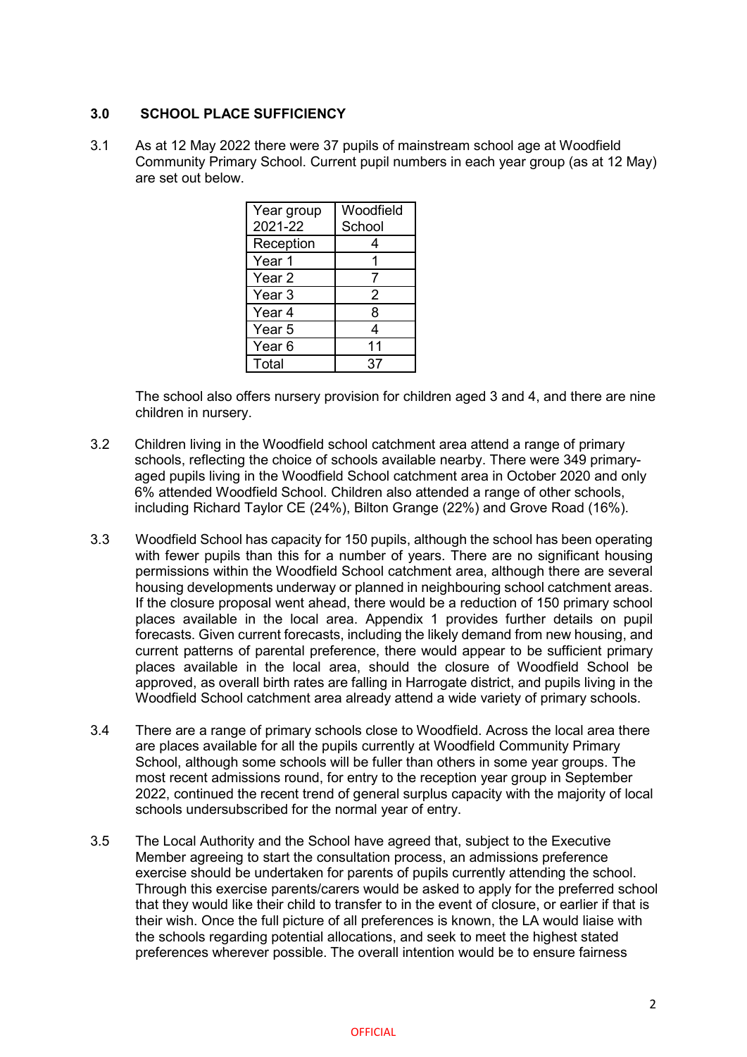## 3.0 SCHOOL PLACE SUFFICIENCY

3.1 As at 12 May 2022 there were 37 pupils of mainstream school age at Woodfield Community Primary School. Current pupil numbers in each year group (as at 12 May) are set out below.

| Year group 2021-22 | Woodfield School |
|---|---|
| Reception | 4 |
| Year 1 | 1 |
| Year 2 | 7 |
| Year 3 | 2 |
| Year 4 | 8 |
| Year 5 | 4 |
| Year 6 | 11 |
| Total | 37 |

The school also offers nursery provision for children aged 3 and 4, and there are nine children in nursery.

3.2 Children living in the Woodfield school catchment area attend a range of primary schools, reflecting the choice of schools available nearby. There were 349 primary-aged pupils living in the Woodfield School catchment area in October 2020 and only 6% attended Woodfield School. Children also attended a range of other schools, including Richard Taylor CE (24%), Bilton Grange (22%) and Grove Road (16%).

3.3 Woodfield School has capacity for 150 pupils, although the school has been operating with fewer pupils than this for a number of years. There are no significant housing permissions within the Woodfield School catchment area, although there are several housing developments underway or planned in neighbouring school catchment areas. If the closure proposal went ahead, there would be a reduction of 150 primary school places available in the local area. Appendix 1 provides further details on pupil forecasts. Given current forecasts, including the likely demand from new housing, and current patterns of parental preference, there would appear to be sufficient primary places available in the local area, should the closure of Woodfield School be approved, as overall birth rates are falling in Harrogate district, and pupils living in the Woodfield School catchment area already attend a wide variety of primary schools.

3.4 There are a range of primary schools close to Woodfield. Across the local area there are places available for all the pupils currently at Woodfield Community Primary School, although some schools will be fuller than others in some year groups. The most recent admissions round, for entry to the reception year group in September 2022, continued the recent trend of general surplus capacity with the majority of local schools undersubscribed for the normal year of entry.

3.5 The Local Authority and the School have agreed that, subject to the Executive Member agreeing to start the consultation process, an admissions preference exercise should be undertaken for parents of pupils currently attending the school. Through this exercise parents/carers would be asked to apply for the preferred school that they would like their child to transfer to in the event of closure, or earlier if that is their wish. Once the full picture of all preferences is known, the LA would liaise with the schools regarding potential allocations, and seek to meet the highest stated preferences wherever possible. The overall intention would be to ensure fairness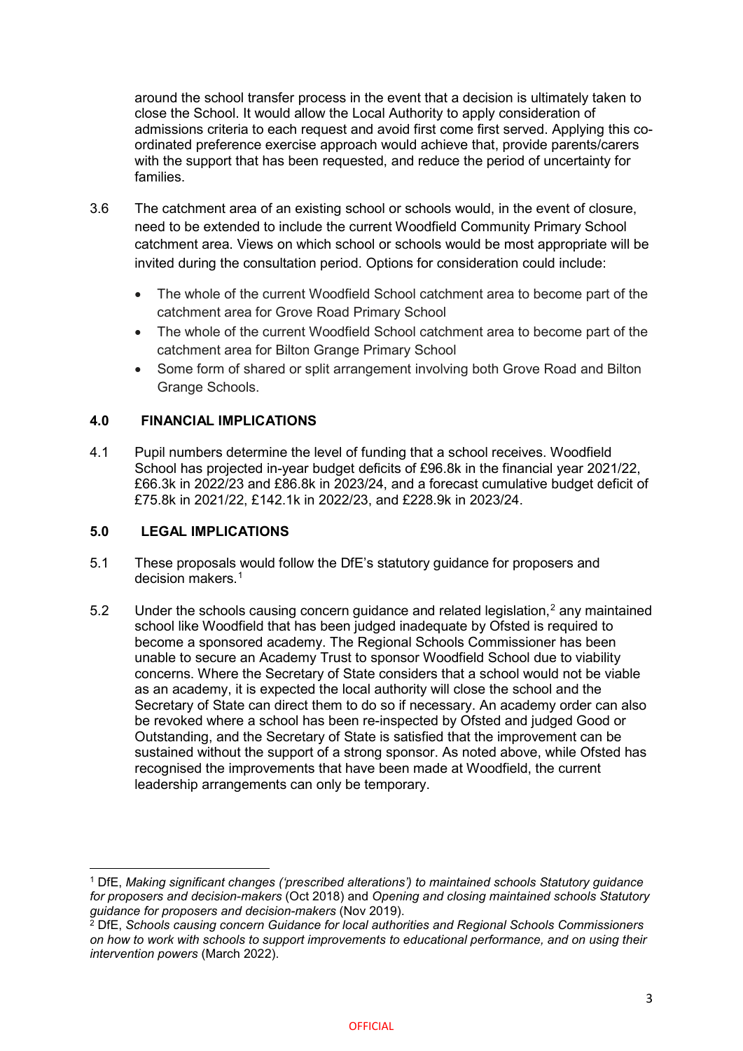around the school transfer process in the event that a decision is ultimately taken to close the School. It would allow the Local Authority to apply consideration of admissions criteria to each request and avoid first come first served. Applying this co-ordinated preference exercise approach would achieve that, provide parents/carers with the support that has been requested, and reduce the period of uncertainty for families.

3.6 The catchment area of an existing school or schools would, in the event of closure, need to be extended to include the current Woodfield Community Primary School catchment area. Views on which school or schools would be most appropriate will be invited during the consultation period. Options for consideration could include:

- The whole of the current Woodfield School catchment area to become part of the catchment area for Grove Road Primary School
- The whole of the current Woodfield School catchment area to become part of the catchment area for Bilton Grange Primary School
- Some form of shared or split arrangement involving both Grove Road and Bilton Grange Schools.

## 4.0 FINANCIAL IMPLICATIONS

4.1 Pupil numbers determine the level of funding that a school receives. Woodfield School has projected in-year budget deficits of £96.8k in the financial year 2021/22, £66.3k in 2022/23 and £86.8k in 2023/24, and a forecast cumulative budget deficit of £75.8k in 2021/22, £142.1k in 2022/23, and £228.9k in 2023/24.

## 5.0 LEGAL IMPLICATIONS

5.1 These proposals would follow the DfE's statutory guidance for proposers and decision makers.[1]

5.2 Under the schools causing concern guidance and related legislation,[2] any maintained school like Woodfield that has been judged inadequate by Ofsted is required to become a sponsored academy. The Regional Schools Commissioner has been unable to secure an Academy Trust to sponsor Woodfield School due to viability concerns. Where the Secretary of State considers that a school would not be viable as an academy, it is expected the local authority will close the school and the Secretary of State can direct them to do so if necessary. An academy order can also be revoked where a school has been re-inspected by Ofsted and judged Good or Outstanding, and the Secretary of State is satisfied that the improvement can be sustained without the support of a strong sponsor. As noted above, while Ofsted has recognised the improvements that have been made at Woodfield, the current leadership arrangements can only be temporary.

---

[1] DfE, *Making significant changes ('prescribed alterations') to maintained schools Statutory guidance for proposers and decision-makers* (Oct 2018) and *Opening and closing maintained schools Statutory guidance for proposers and decision-makers* (Nov 2019).

[2] DfE, *Schools causing concern Guidance for local authorities and Regional Schools Commissioners on how to work with schools to support improvements to educational performance, and on using their intervention powers* (March 2022).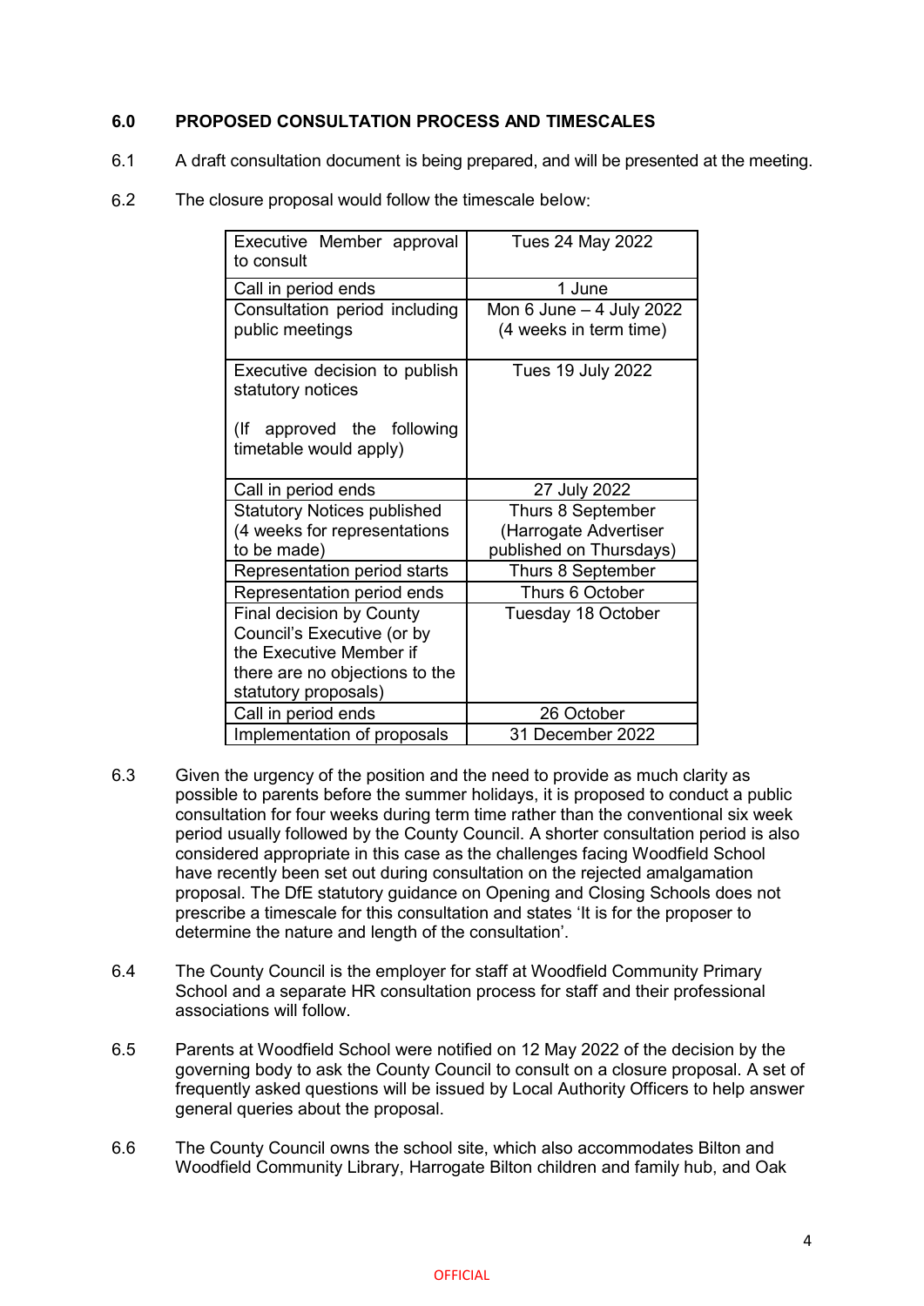### 6.0 PROPOSED CONSULTATION PROCESS AND TIMESCALES

6.1 A draft consultation document is being prepared, and will be presented at the meeting.

6.2 The closure proposal would follow the timescale below:

| | |
|---|---|
| Executive Member approval to consult | Tues 24 May 2022 |
| Call in period ends | 1 June |
| Consultation period including public meetings | Mon 6 June – 4 July 2022 (4 weeks in term time) |
| Executive decision to publish statutory notices<br><br>(If approved the following timetable would apply) | Tues 19 July 2022 |
| Call in period ends | 27 July 2022 |
| Statutory Notices published (4 weeks for representations to be made) | Thurs 8 September (Harrogate Advertiser published on Thursdays) |
| Representation period starts | Thurs 8 September |
| Representation period ends | Thurs 6 October |
| Final decision by County Council's Executive (or by the Executive Member if there are no objections to the statutory proposals) | Tuesday 18 October |
| Call in period ends | 26 October |
| Implementation of proposals | 31 December 2022 |

6.3 Given the urgency of the position and the need to provide as much clarity as possible to parents before the summer holidays, it is proposed to conduct a public consultation for four weeks during term time rather than the conventional six week period usually followed by the County Council. A shorter consultation period is also considered appropriate in this case as the challenges facing Woodfield School have recently been set out during consultation on the rejected amalgamation proposal. The DfE statutory guidance on Opening and Closing Schools does not prescribe a timescale for this consultation and states 'It is for the proposer to determine the nature and length of the consultation'.

6.4 The County Council is the employer for staff at Woodfield Community Primary School and a separate HR consultation process for staff and their professional associations will follow.

6.5 Parents at Woodfield School were notified on 12 May 2022 of the decision by the governing body to ask the County Council to consult on a closure proposal. A set of frequently asked questions will be issued by Local Authority Officers to help answer general queries about the proposal.

6.6 The County Council owns the school site, which also accommodates Bilton and Woodfield Community Library, Harrogate Bilton children and family hub, and Oak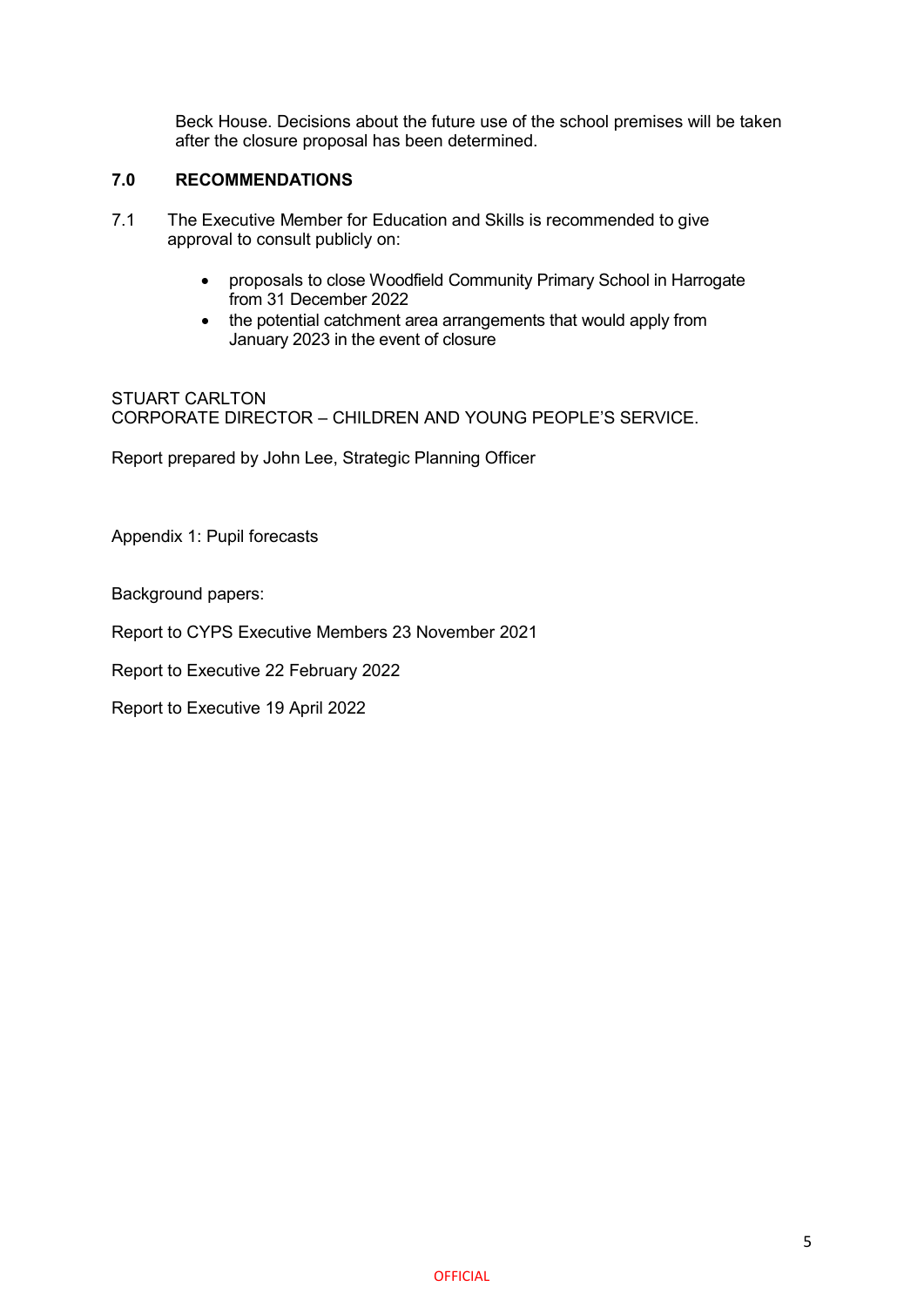Beck House. Decisions about the future use of the school premises will be taken after the closure proposal has been determined.

## 7.0 RECOMMENDATIONS

7.1 The Executive Member for Education and Skills is recommended to give approval to consult publicly on:

- proposals to close Woodfield Community Primary School in Harrogate from 31 December 2022
- the potential catchment area arrangements that would apply from January 2023 in the event of closure

STUART CARLTON
CORPORATE DIRECTOR – CHILDREN AND YOUNG PEOPLE'S SERVICE.

Report prepared by John Lee, Strategic Planning Officer

Appendix 1: Pupil forecasts

Background papers:

Report to CYPS Executive Members 23 November 2021

Report to Executive 22 February 2022

Report to Executive 19 April 2022

OFFICIAL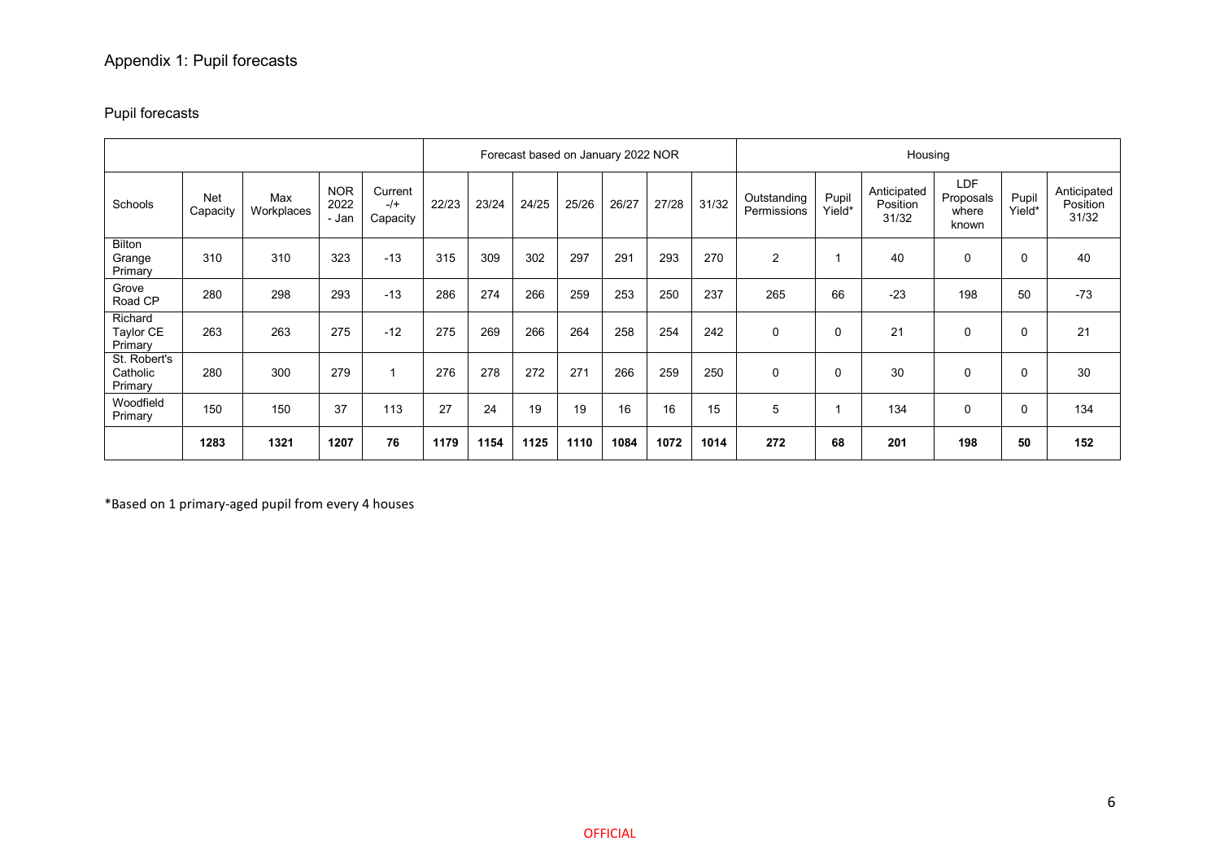## Appendix 1: Pupil forecasts

### Pupil forecasts

| | | | | | Forecast based on January 2022 NOR | | | | | | | Housing | | | | | |
|---|---|---|---|---|---|---|---|---|---|---|---|---|---|---|---|---|---|
| Schools | Net Capacity | Max Workplaces | NOR 2022 - Jan | Current -/+ Capacity | 22/23 | 23/24 | 24/25 | 25/26 | 26/27 | 27/28 | 31/32 | Outstanding Permissions | Pupil Yield* | Anticipated Position 31/32 | LDF Proposals where known | Pupil Yield* | Anticipated Position 31/32 |
| Bilton Grange Primary | 310 | 310 | 323 | -13 | 315 | 309 | 302 | 297 | 291 | 293 | 270 | 2 | 1 | 40 | 0 | 0 | 40 |
| Grove Road CP | 280 | 298 | 293 | -13 | 286 | 274 | 266 | 259 | 253 | 250 | 237 | 265 | 66 | -23 | 198 | 50 | -73 |
| Richard Taylor CE Primary | 263 | 263 | 275 | -12 | 275 | 269 | 266 | 264 | 258 | 254 | 242 | 0 | 0 | 21 | 0 | 0 | 21 |
| St. Robert's Catholic Primary | 280 | 300 | 279 | 1 | 276 | 278 | 272 | 271 | 266 | 259 | 250 | 0 | 0 | 30 | 0 | 0 | 30 |
| Woodfield Primary | 150 | 150 | 37 | 113 | 27 | 24 | 19 | 19 | 16 | 16 | 15 | 5 | 1 | 134 | 0 | 0 | 134 |
| | **1283** | **1321** | **1207** | **76** | **1179** | **1154** | **1125** | **1110** | **1084** | **1072** | **1014** | **272** | **68** | **201** | **198** | **50** | **152** |

*Based on 1 primary-aged pupil from every 4 houses

OFFICIAL